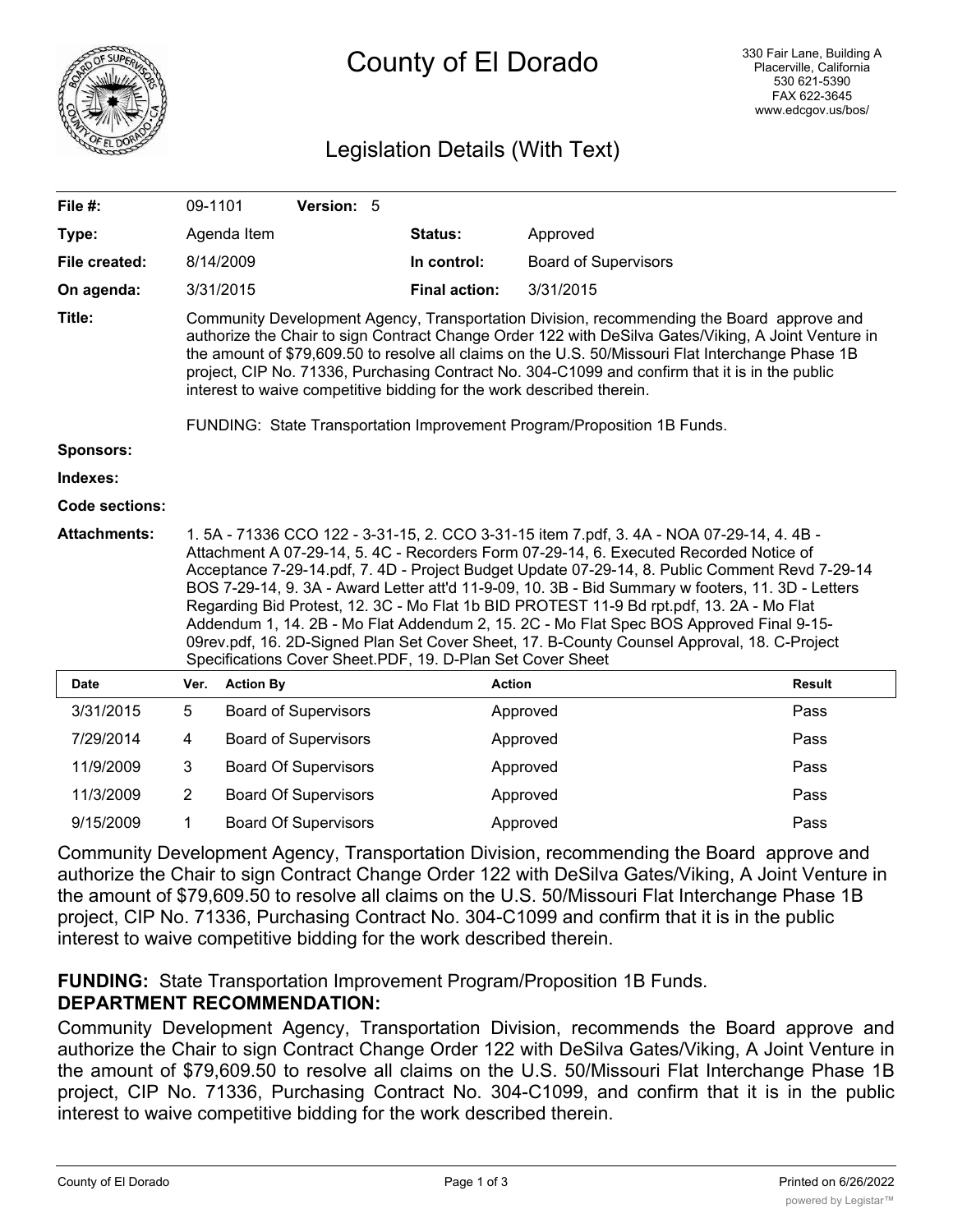# County of El Dorado

330 Fair Lane, Building A
Placerville, California
530 621-5390
FAX 622-3645
www.edcgov.us/bos/

## Legislation Details (With Text)

| | | | |
|---|---|---|---|
| **File #:** | 09-1101 **Version:** 5 | | |
| **Type:** | Agenda Item | **Status:** | Approved |
| **File created:** | 8/14/2009 | **In control:** | Board of Supervisors |
| **On agenda:** | 3/31/2015 | **Final action:** | 3/31/2015 |

**Title:** Community Development Agency, Transportation Division, recommending the Board approve and authorize the Chair to sign Contract Change Order 122 with DeSilva Gates/Viking, A Joint Venture in the amount of $79,609.50 to resolve all claims on the U.S. 50/Missouri Flat Interchange Phase 1B project, CIP No. 71336, Purchasing Contract No. 304-C1099 and confirm that it is in the public interest to waive competitive bidding for the work described therein.

FUNDING: State Transportation Improvement Program/Proposition 1B Funds.

**Sponsors:**

**Indexes:**

**Code sections:**

**Attachments:** 1. 5A - 71336 CCO 122 - 3-31-15, 2. CCO 3-31-15 item 7.pdf, 3. 4A - NOA 07-29-14, 4. 4B - Attachment A 07-29-14, 5. 4C - Recorders Form 07-29-14, 6. Executed Recorded Notice of Acceptance 7-29-14.pdf, 7. 4D - Project Budget Update 07-29-14, 8. Public Comment Revd 7-29-14 BOS 7-29-14, 9. 3A - Award Letter att'd 11-9-09, 10. 3B - Bid Summary w footers, 11. 3D - Letters Regarding Bid Protest, 12. 3C - Mo Flat 1b BID PROTEST 11-9 Bd rpt.pdf, 13. 2A - Mo Flat Addendum 1, 14. 2B - Mo Flat Addendum 2, 15. 2C - Mo Flat Spec BOS Approved Final 9-15-09rev.pdf, 16. 2D-Signed Plan Set Cover Sheet, 17. B-County Counsel Approval, 18. C-Project Specifications Cover Sheet.PDF, 19. D-Plan Set Cover Sheet

| Date | Ver. | Action By | Action | Result |
|---|---|---|---|---|
| 3/31/2015 | 5 | Board of Supervisors | Approved | Pass |
| 7/29/2014 | 4 | Board of Supervisors | Approved | Pass |
| 11/9/2009 | 3 | Board Of Supervisors | Approved | Pass |
| 11/3/2009 | 2 | Board Of Supervisors | Approved | Pass |
| 9/15/2009 | 1 | Board Of Supervisors | Approved | Pass |

Community Development Agency, Transportation Division, recommending the Board approve and authorize the Chair to sign Contract Change Order 122 with DeSilva Gates/Viking, A Joint Venture in the amount of $79,609.50 to resolve all claims on the U.S. 50/Missouri Flat Interchange Phase 1B project, CIP No. 71336, Purchasing Contract No. 304-C1099 and confirm that it is in the public interest to waive competitive bidding for the work described therein.

**FUNDING:** State Transportation Improvement Program/Proposition 1B Funds.

**DEPARTMENT RECOMMENDATION:**

Community Development Agency, Transportation Division, recommends the Board approve and authorize the Chair to sign Contract Change Order 122 with DeSilva Gates/Viking, A Joint Venture in the amount of $79,609.50 to resolve all claims on the U.S. 50/Missouri Flat Interchange Phase 1B project, CIP No. 71336, Purchasing Contract No. 304-C1099, and confirm that it is in the public interest to waive competitive bidding for the work described therein.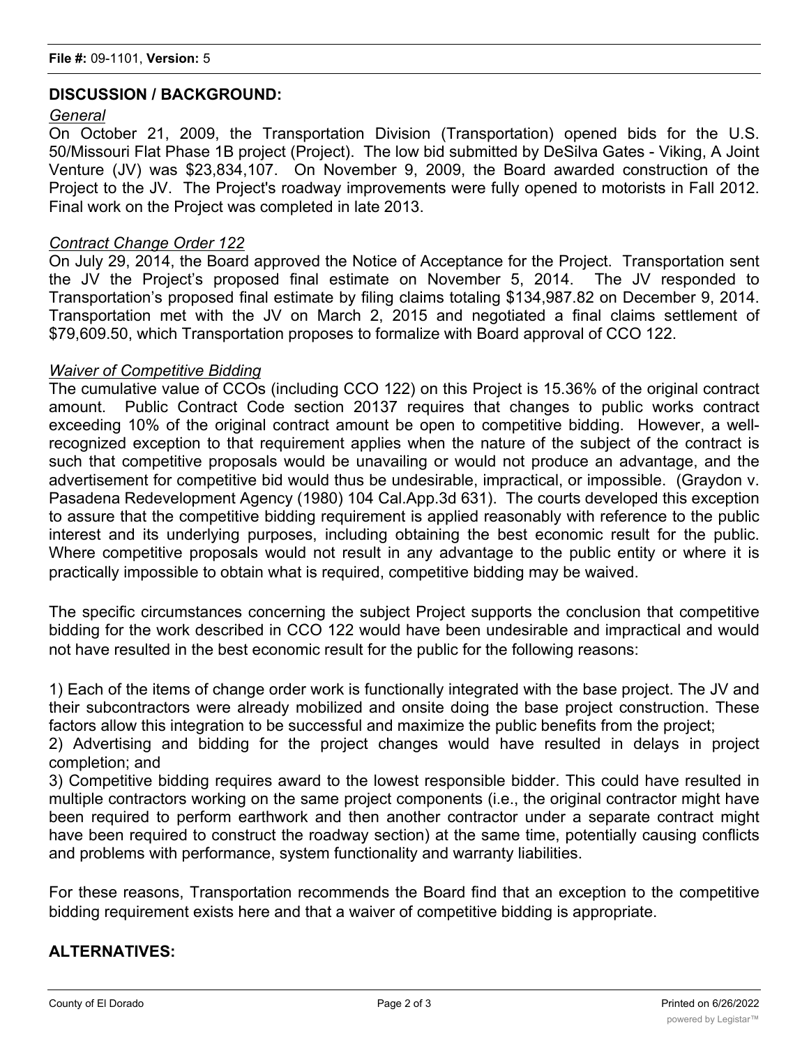## DISCUSSION / BACKGROUND:

*General*

On October 21, 2009, the Transportation Division (Transportation) opened bids for the U.S. 50/Missouri Flat Phase 1B project (Project). The low bid submitted by DeSilva Gates - Viking, A Joint Venture (JV) was $23,834,107. On November 9, 2009, the Board awarded construction of the Project to the JV. The Project's roadway improvements were fully opened to motorists in Fall 2012. Final work on the Project was completed in late 2013.

*Contract Change Order 122*

On July 29, 2014, the Board approved the Notice of Acceptance for the Project. Transportation sent the JV the Project's proposed final estimate on November 5, 2014. The JV responded to Transportation's proposed final estimate by filing claims totaling $134,987.82 on December 9, 2014. Transportation met with the JV on March 2, 2015 and negotiated a final claims settlement of $79,609.50, which Transportation proposes to formalize with Board approval of CCO 122.

*Waiver of Competitive Bidding*

The cumulative value of CCOs (including CCO 122) on this Project is 15.36% of the original contract amount. Public Contract Code section 20137 requires that changes to public works contract exceeding 10% of the original contract amount be open to competitive bidding. However, a well-recognized exception to that requirement applies when the nature of the subject of the contract is such that competitive proposals would be unavailing or would not produce an advantage, and the advertisement for competitive bid would thus be undesirable, impractical, or impossible. (Graydon v. Pasadena Redevelopment Agency (1980) 104 Cal.App.3d 631). The courts developed this exception to assure that the competitive bidding requirement is applied reasonably with reference to the public interest and its underlying purposes, including obtaining the best economic result for the public. Where competitive proposals would not result in any advantage to the public entity or where it is practically impossible to obtain what is required, competitive bidding may be waived.

The specific circumstances concerning the subject Project supports the conclusion that competitive bidding for the work described in CCO 122 would have been undesirable and impractical and would not have resulted in the best economic result for the public for the following reasons:

1) Each of the items of change order work is functionally integrated with the base project. The JV and their subcontractors were already mobilized and onsite doing the base project construction. These factors allow this integration to be successful and maximize the public benefits from the project;
2) Advertising and bidding for the project changes would have resulted in delays in project completion; and
3) Competitive bidding requires award to the lowest responsible bidder. This could have resulted in multiple contractors working on the same project components (i.e., the original contractor might have been required to perform earthwork and then another contractor under a separate contract might have been required to construct the roadway section) at the same time, potentially causing conflicts and problems with performance, system functionality and warranty liabilities.

For these reasons, Transportation recommends the Board find that an exception to the competitive bidding requirement exists here and that a waiver of competitive bidding is appropriate.

## ALTERNATIVES: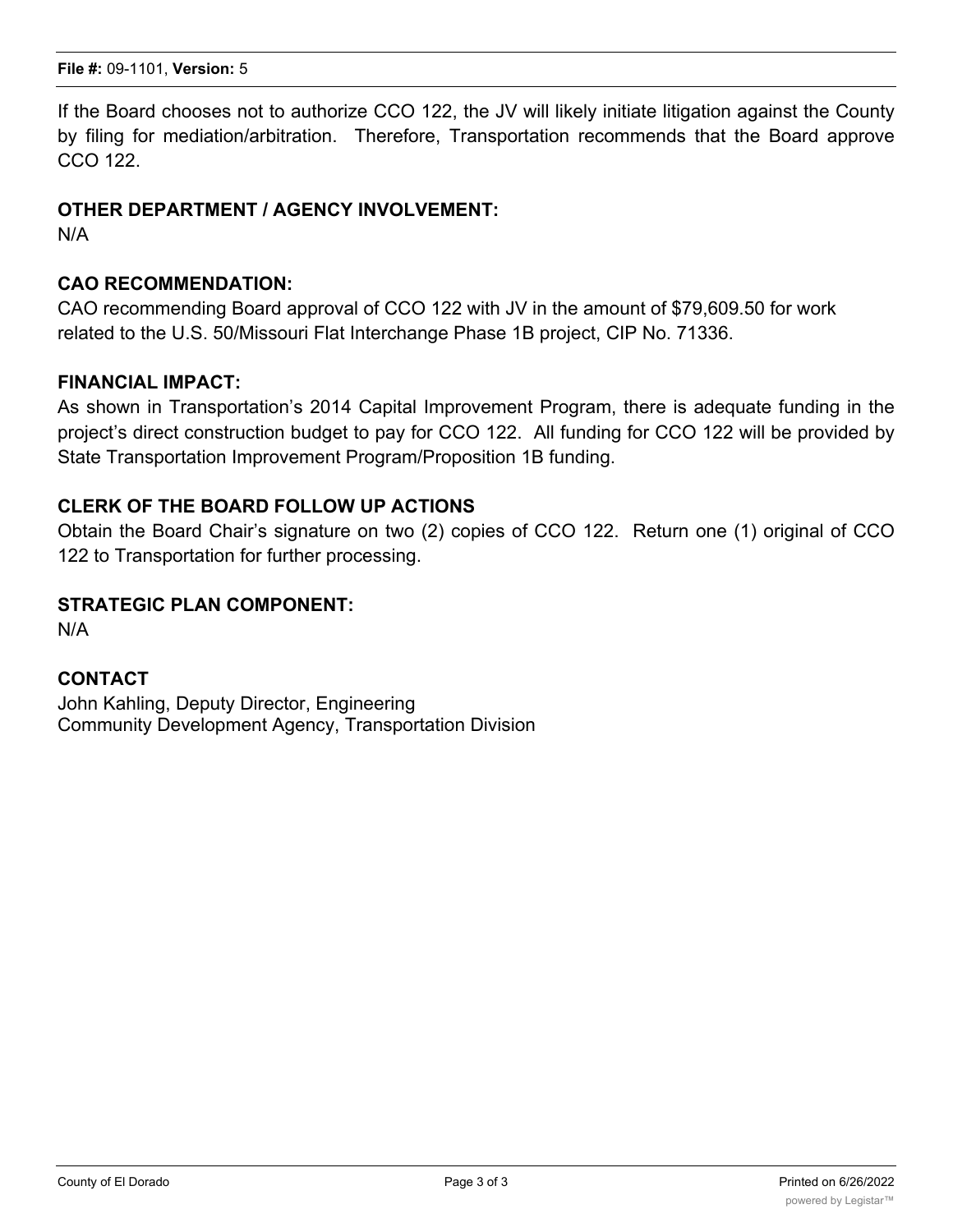If the Board chooses not to authorize CCO 122, the JV will likely initiate litigation against the County by filing for mediation/arbitration. Therefore, Transportation recommends that the Board approve CCO 122.

**OTHER DEPARTMENT / AGENCY INVOLVEMENT:**

N/A

**CAO RECOMMENDATION:**

CAO recommending Board approval of CCO 122 with JV in the amount of $79,609.50 for work related to the U.S. 50/Missouri Flat Interchange Phase 1B project, CIP No. 71336.

**FINANCIAL IMPACT:**

As shown in Transportation's 2014 Capital Improvement Program, there is adequate funding in the project's direct construction budget to pay for CCO 122. All funding for CCO 122 will be provided by State Transportation Improvement Program/Proposition 1B funding.

**CLERK OF THE BOARD FOLLOW UP ACTIONS**

Obtain the Board Chair's signature on two (2) copies of CCO 122. Return one (1) original of CCO 122 to Transportation for further processing.

**STRATEGIC PLAN COMPONENT:**

N/A

**CONTACT**

John Kahling, Deputy Director, Engineering
Community Development Agency, Transportation Division